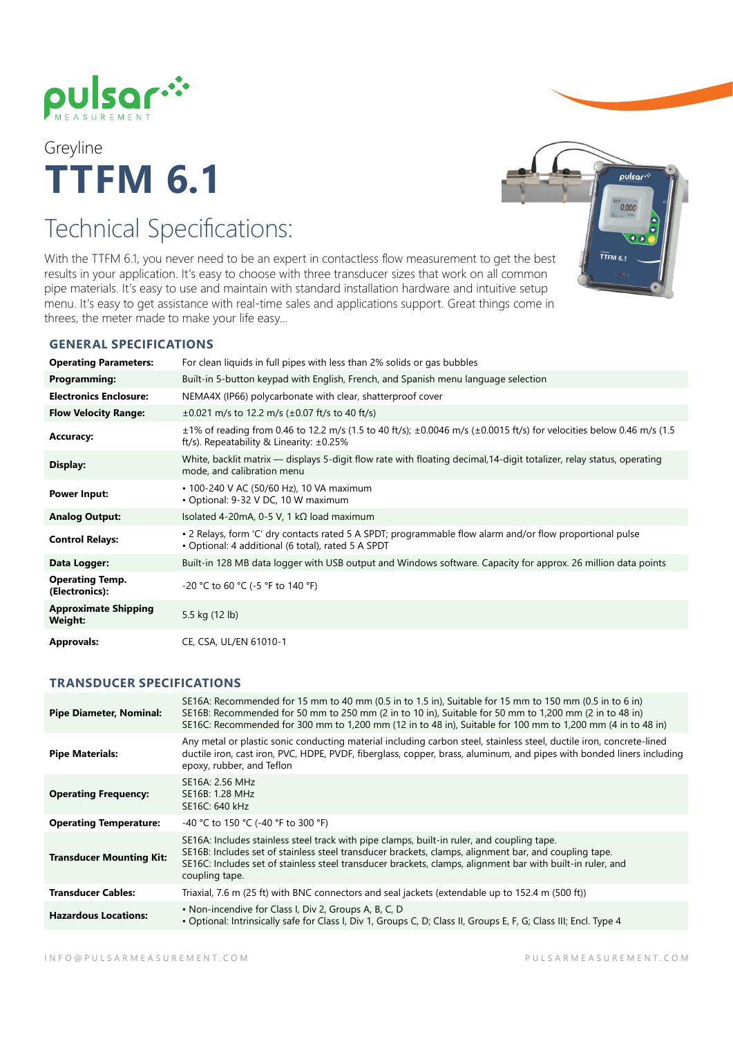# Greyline

# TTFM 6.1

## Technical Specifications:

With the TTFM 6.1, you never need to be an expert in contactless flow measurement to get the best results in your application. It's easy to choose with three transducer sizes that work on all common pipe materials. It's easy to use and maintain with standard installation hardware and intuitive setup menu. It's easy to get assistance with real-time sales and applications support. Great things come in threes, the meter made to make your life easy...

### GENERAL SPECIFICATIONS

| | |
|---|---|
| **Operating Parameters:** | For clean liquids in full pipes with less than 2% solids or gas bubbles |
| **Programming:** | Built-in 5-button keypad with English, French, and Spanish menu language selection |
| **Electronics Enclosure:** | NEMA4X (IP66) polycarbonate with clear, shatterproof cover |
| **Flow Velocity Range:** | ±0.021 m/s to 12.2 m/s (±0.07 ft/s to 40 ft/s) |
| **Accuracy:** | ±1% of reading from 0.46 to 12.2 m/s (1.5 to 40 ft/s); ±0.0046 m/s (±0.0015 ft/s) for velocities below 0.46 m/s (1.5 ft/s). Repeatability & Linearity: ±0.25% |
| **Display:** | White, backlit matrix — displays 5-digit flow rate with floating decimal,14-digit totalizer, relay status, operating mode, and calibration menu |
| **Power Input:** | • 100-240 V AC (50/60 Hz), 10 VA maximum<br>• Optional: 9-32 V DC, 10 W maximum |
| **Analog Output:** | Isolated 4-20mA, 0-5 V, 1 kΩ load maximum |
| **Control Relays:** | • 2 Relays, form 'C' dry contacts rated 5 A SPDT; programmable flow alarm and/or flow proportional pulse<br>• Optional: 4 additional (6 total), rated 5 A SPDT |
| **Data Logger:** | Built-in 128 MB data logger with USB output and Windows software. Capacity for approx. 26 million data points |
| **Operating Temp. (Electronics):** | -20 °C to 60 °C (-5 °F to 140 °F) |
| **Approximate Shipping Weight:** | 5.5 kg (12 lb) |
| **Approvals:** | CE, CSA, UL/EN 61010-1 |

### TRANSDUCER SPECIFICATIONS

| | |
|---|---|
| **Pipe Diameter, Nominal:** | SE16A: Recommended for 15 mm to 40 mm (0.5 in to 1.5 in), Suitable for 15 mm to 150 mm (0.5 in to 6 in)<br>SE16B: Recommended for 50 mm to 250 mm (2 in to 10 in), Suitable for 50 mm to 1,200 mm (2 in to 48 in)<br>SE16C: Recommended for 300 mm to 1,200 mm (12 in to 48 in), Suitable for 100 mm to 1,200 mm (4 in to 48 in) |
| **Pipe Materials:** | Any metal or plastic sonic conducting material including carbon steel, stainless steel, ductile iron, concrete-lined ductile iron, cast iron, PVC, HDPE, PVDF, fiberglass, copper, brass, aluminum, and pipes with bonded liners including epoxy, rubber, and Teflon |
| **Operating Frequency:** | SE16A: 2.56 MHz<br>SE16B: 1.28 MHz<br>SE16C: 640 kHz |
| **Operating Temperature:** | -40 °C to 150 °C (-40 °F to 300 °F) |
| **Transducer Mounting Kit:** | SE16A: Includes stainless steel track with pipe clamps, built-in ruler, and coupling tape.<br>SE16B: Includes set of stainless steel transducer brackets, clamps, alignment bar, and coupling tape.<br>SE16C: Includes set of stainless steel transducer brackets, clamps, alignment bar with built-in ruler, and coupling tape. |
| **Transducer Cables:** | Triaxial, 7.6 m (25 ft) with BNC connectors and seal jackets (extendable up to 152.4 m (500 ft)) |
| **Hazardous Locations:** | • Non-incendive for Class I, Div 2, Groups A, B, C, D<br>• Optional: Intrinsically safe for Class I, Div 1, Groups C, D; Class II, Groups E, F, G; Class III; Encl. Type 4 |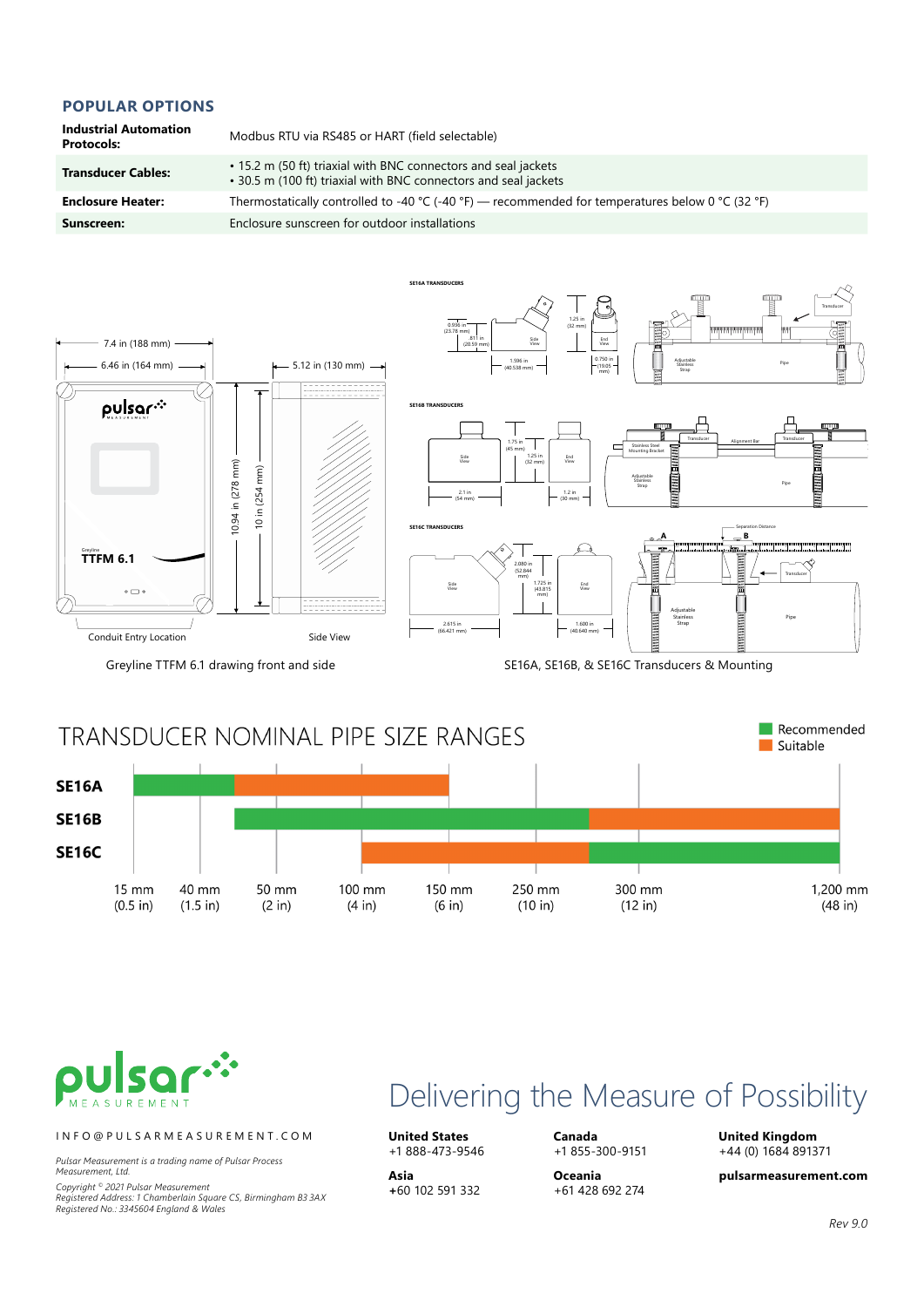## POPULAR OPTIONS

| | |
|---|---|
| **Industrial Automation Protocols:** | Modbus RTU via RS485 or HART (field selectable) |
| **Transducer Cables:** | • 15.2 m (50 ft) triaxial with BNC connectors and seal jackets<br>• 30.5 m (100 ft) triaxial with BNC connectors and seal jackets |
| **Enclosure Heater:** | Thermostatically controlled to -40 °C (-40 °F) — recommended for temperatures below 0 °C (32 °F) |
| **Sunscreen:** | Enclosure sunscreen for outdoor installations |

7.4 in (188 mm)
6.46 in (164 mm)
5.12 in (130 mm)
10.94 in (278 mm)
10 in (254 mm)
Greyline TTFM 6.1
Conduit Entry Location
Side View

Greyline TTFM 6.1 drawing front and side

SE16A TRANSDUCERS
0.936 in (23.78 mm)
.811 in (20.59 mm)
1.596 in (40.538 mm)
1.25 in (32 mm)
0.750 in (19.05 mm)
Side View
End View
Transducer
Adjustable Stainless Strap
Pipe

SE16B TRANSDUCERS
1.75 in (45 mm)
1.25 in (32 mm)
2.1 in (54 mm)
1.2 in (30 mm)
Side View
End View
Transducer
Alignment Bar
Stainless Steel Mounting Bracket
Adjustable Stainless Strap
Pipe

SE16C TRANSDUCERS
2.080 in (52.844 mm)
1.725 in (43.815 mm)
2.615 in (66.421 mm)
1.600 in (40.640 mm)
Side View
End View
Separation Distance
A
B
Transducer
Adjustable Stainless Strap
Pipe

SE16A, SE16B, & SE16C Transducers & Mounting

## TRANSDUCER NOMINAL PIPE SIZE RANGES

Recommended
Suitable

SE16A
SE16B
SE16C

15 mm (0.5 in)
40 mm (1.5 in)
50 mm (2 in)
100 mm (4 in)
150 mm (6 in)
250 mm (10 in)
300 mm (12 in)
1,200 mm (48 in)

pulsar MEASUREMENT

Delivering the Measure of Possibility

INFO@PULSARMEASUREMENT.COM

*Pulsar Measurement is a trading name of Pulsar Process Measurement, Ltd.*

*Copyright © 2021 Pulsar Measurement*
*Registered Address: 1 Chamberlain Square CS, Birmingham B3 3AX*
*Registered No.: 3345604 England & Wales*

**United States**
+1 888-473-9546

**Canada**
+1 855-300-9151

**United Kingdom**
+44 (0) 1684 891371

**Asia**
+60 102 591 332

**Oceania**
+61 428 692 274

**pulsarmeasurement.com**

*Rev 9.0*